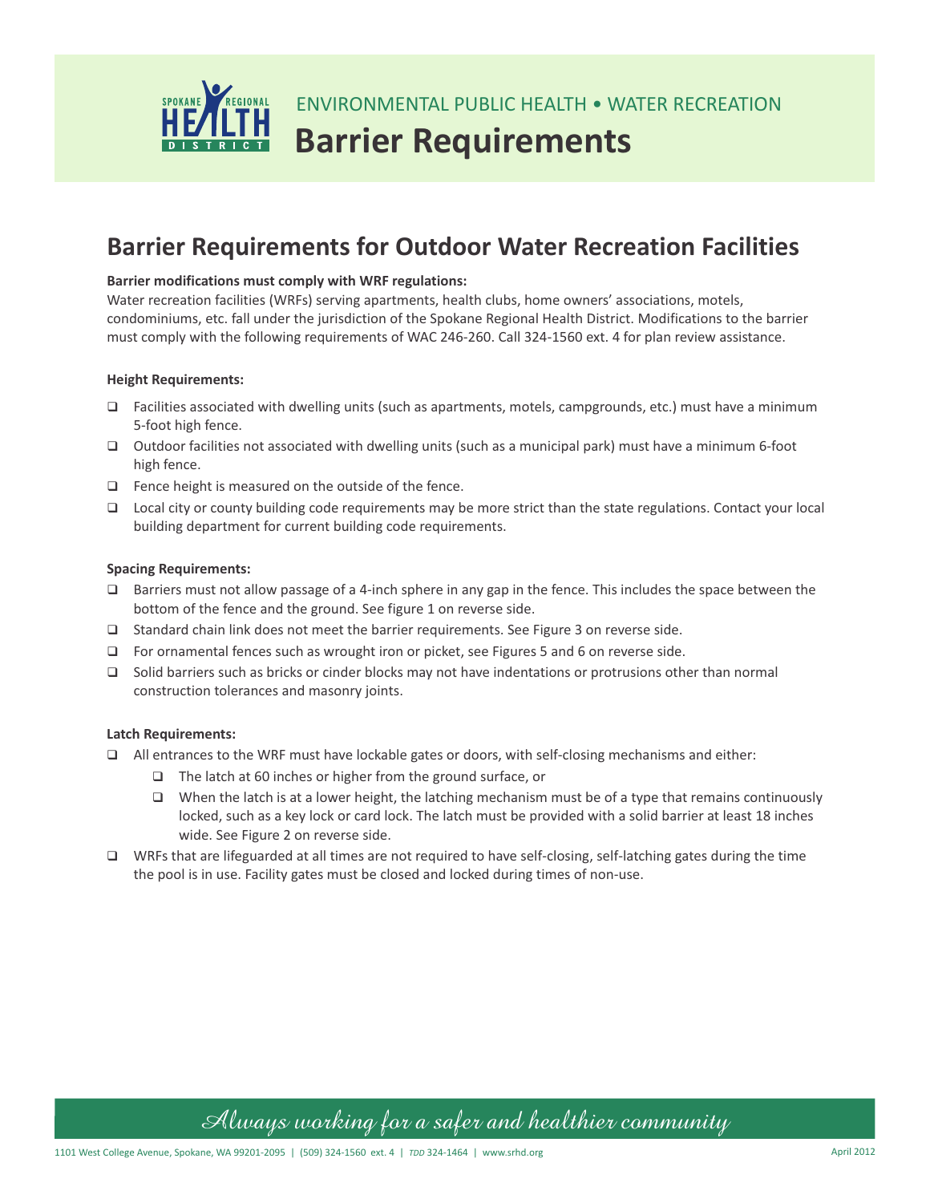ENVIRONMENTAL PUBLIC HEALTH • WATER RECREATION

# Barrier Requirements

## Barrier Requirements for Outdoor Water Recreation Facilities

**Barrier modifications must comply with WRF regulations:**

Water recreation facilities (WRFs) serving apartments, health clubs, home owners' associations, motels, condominiums, etc. fall under the jurisdiction of the Spokane Regional Health District. Modifications to the barrier must comply with the following requirements of WAC 246-260. Call 324-1560 ext. 4 for plan review assistance.

**Height Requirements:**

- ❑ Facilities associated with dwelling units (such as apartments, motels, campgrounds, etc.) must have a minimum 5-foot high fence.
- ❑ Outdoor facilities not associated with dwelling units (such as a municipal park) must have a minimum 6-foot high fence.
- ❑ Fence height is measured on the outside of the fence.
- ❑ Local city or county building code requirements may be more strict than the state regulations. Contact your local building department for current building code requirements.

**Spacing Requirements:**

- ❑ Barriers must not allow passage of a 4-inch sphere in any gap in the fence. This includes the space between the bottom of the fence and the ground. See figure 1 on reverse side.
- ❑ Standard chain link does not meet the barrier requirements. See Figure 3 on reverse side.
- ❑ For ornamental fences such as wrought iron or picket, see Figures 5 and 6 on reverse side.
- ❑ Solid barriers such as bricks or cinder blocks may not have indentations or protrusions other than normal construction tolerances and masonry joints.

**Latch Requirements:**

- ❑ All entrances to the WRF must have lockable gates or doors, with self-closing mechanisms and either:
  - ❑ The latch at 60 inches or higher from the ground surface, or
  - ❑ When the latch is at a lower height, the latching mechanism must be of a type that remains continuously locked, such as a key lock or card lock. The latch must be provided with a solid barrier at least 18 inches wide. See Figure 2 on reverse side.
- ❑ WRFs that are lifeguarded at all times are not required to have self-closing, self-latching gates during the time the pool is in use. Facility gates must be closed and locked during times of non-use.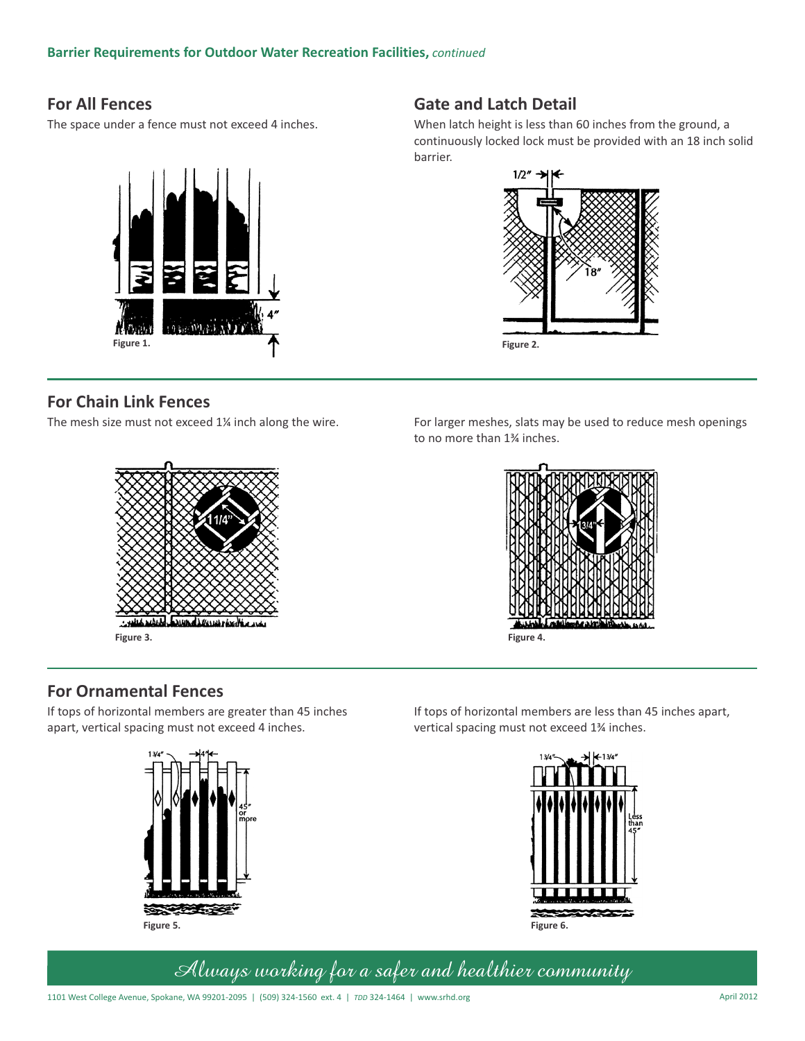**Barrier Requirements for Outdoor Water Recreation Facilities,** *continued*

## For All Fences

The space under a fence must not exceed 4 inches.

4″

Figure 1.

## Gate and Latch Detail

When latch height is less than 60 inches from the ground, a continuously locked lock must be provided with an 18 inch solid barrier.

1/2″

18″

Figure 2.

## For Chain Link Fences

The mesh size must not exceed 1¼ inch along the wire.

11/4″

Figure 3.

For larger meshes, slats may be used to reduce mesh openings to no more than 1¾ inches.

13/4″

Figure 4.

## For Ornamental Fences

If tops of horizontal members are greater than 45 inches apart, vertical spacing must not exceed 4 inches.

13/4″

4″

45″ or more

Figure 5.

If tops of horizontal members are less than 45 inches apart, vertical spacing must not exceed 1¾ inches.

13/4″

13/4″

Less than 45″

Figure 6.

*Always working for a safer and healthier community*

1101 West College Avenue, Spokane, WA 99201-2095 | (509) 324-1560 ext. 4 | *TDD* 324-1464 | www.srhd.org

April 2012